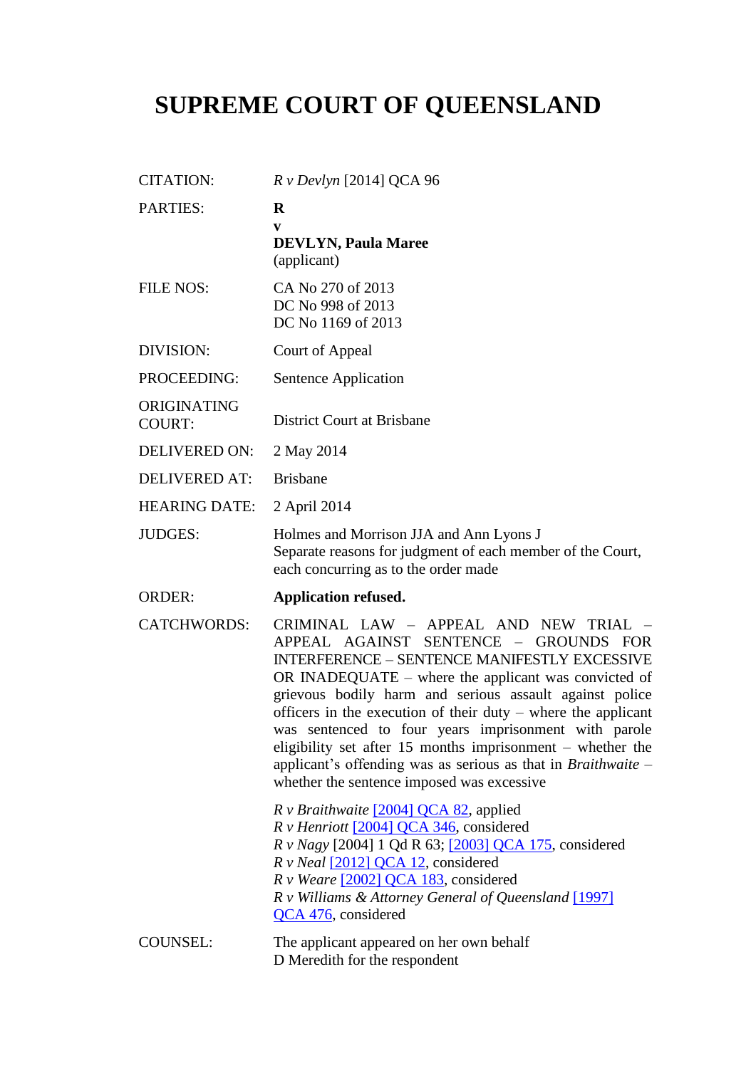# SUPREME COURT OF QUEENSLAND

| | |
|---|---|
| CITATION: | *R v Devlyn* [2014] QCA 96 |
| PARTIES: | **R**<br>**v**<br>**DEVLYN, Paula Maree**<br>(applicant) |
| FILE NOS: | CA No 270 of 2013<br>DC No 998 of 2013<br>DC No 1169 of 2013 |
| DIVISION: | Court of Appeal |
| PROCEEDING: | Sentence Application |
| ORIGINATING COURT: | District Court at Brisbane |
| DELIVERED ON: | 2 May 2014 |
| DELIVERED AT: | Brisbane |
| HEARING DATE: | 2 April 2014 |
| JUDGES: | Holmes and Morrison JJA and Ann Lyons J<br>Separate reasons for judgment of each member of the Court, each concurring as to the order made |
| ORDER: | **Application refused.** |
| CATCHWORDS: | CRIMINAL LAW – APPEAL AND NEW TRIAL – APPEAL AGAINST SENTENCE – GROUNDS FOR INTERFERENCE – SENTENCE MANIFESTLY EXCESSIVE OR INADEQUATE – where the applicant was convicted of grievous bodily harm and serious assault against police officers in the execution of their duty – where the applicant was sentenced to four years imprisonment with parole eligibility set after 15 months imprisonment – whether the applicant's offending was as serious as that in *Braithwaite* – whether the sentence imposed was excessive<br><br>*R v Braithwaite* [2004] QCA 82, applied<br>*R v Henriott* [2004] QCA 346, considered<br>*R v Nagy* [2004] 1 Qd R 63; [2003] QCA 175, considered<br>*R v Neal* [2012] QCA 12, considered<br>*R v Weare* [2002] QCA 183, considered<br>*R v Williams & Attorney General of Queensland* [1997] QCA 476, considered |
| COUNSEL: | The applicant appeared on her own behalf<br>D Meredith for the respondent |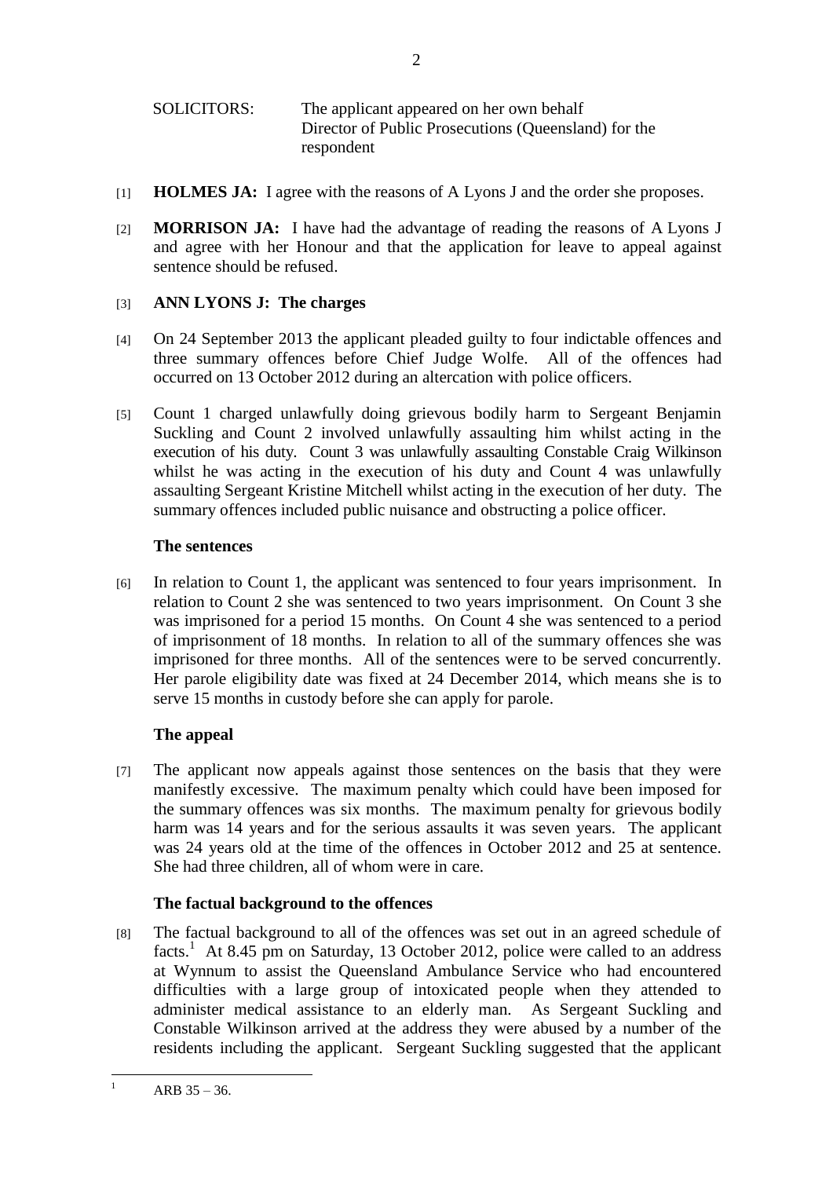SOLICITORS: The applicant appeared on her own behalf
Director of Public Prosecutions (Queensland) for the respondent

[1] **HOLMES JA:** I agree with the reasons of A Lyons J and the order she proposes.

[2] **MORRISON JA:** I have had the advantage of reading the reasons of A Lyons J and agree with her Honour and that the application for leave to appeal against sentence should be refused.

[3] **ANN LYONS J: The charges**

[4] On 24 September 2013 the applicant pleaded guilty to four indictable offences and three summary offences before Chief Judge Wolfe. All of the offences had occurred on 13 October 2012 during an altercation with police officers.

[5] Count 1 charged unlawfully doing grievous bodily harm to Sergeant Benjamin Suckling and Count 2 involved unlawfully assaulting him whilst acting in the execution of his duty. Count 3 was unlawfully assaulting Constable Craig Wilkinson whilst he was acting in the execution of his duty and Count 4 was unlawfully assaulting Sergeant Kristine Mitchell whilst acting in the execution of her duty. The summary offences included public nuisance and obstructing a police officer.

**The sentences**

[6] In relation to Count 1, the applicant was sentenced to four years imprisonment. In relation to Count 2 she was sentenced to two years imprisonment. On Count 3 she was imprisoned for a period 15 months. On Count 4 she was sentenced to a period of imprisonment of 18 months. In relation to all of the summary offences she was imprisoned for three months. All of the sentences were to be served concurrently. Her parole eligibility date was fixed at 24 December 2014, which means she is to serve 15 months in custody before she can apply for parole.

**The appeal**

[7] The applicant now appeals against those sentences on the basis that they were manifestly excessive. The maximum penalty which could have been imposed for the summary offences was six months. The maximum penalty for grievous bodily harm was 14 years and for the serious assaults it was seven years. The applicant was 24 years old at the time of the offences in October 2012 and 25 at sentence. She had three children, all of whom were in care.

**The factual background to the offences**

[8] The factual background to all of the offences was set out in an agreed schedule of facts.[1] At 8.45 pm on Saturday, 13 October 2012, police were called to an address at Wynnum to assist the Queensland Ambulance Service who had encountered difficulties with a large group of intoxicated people when they attended to administer medical assistance to an elderly man. As Sergeant Suckling and Constable Wilkinson arrived at the address they were abused by a number of the residents including the applicant. Sergeant Suckling suggested that the applicant

[1] ARB 35 – 36.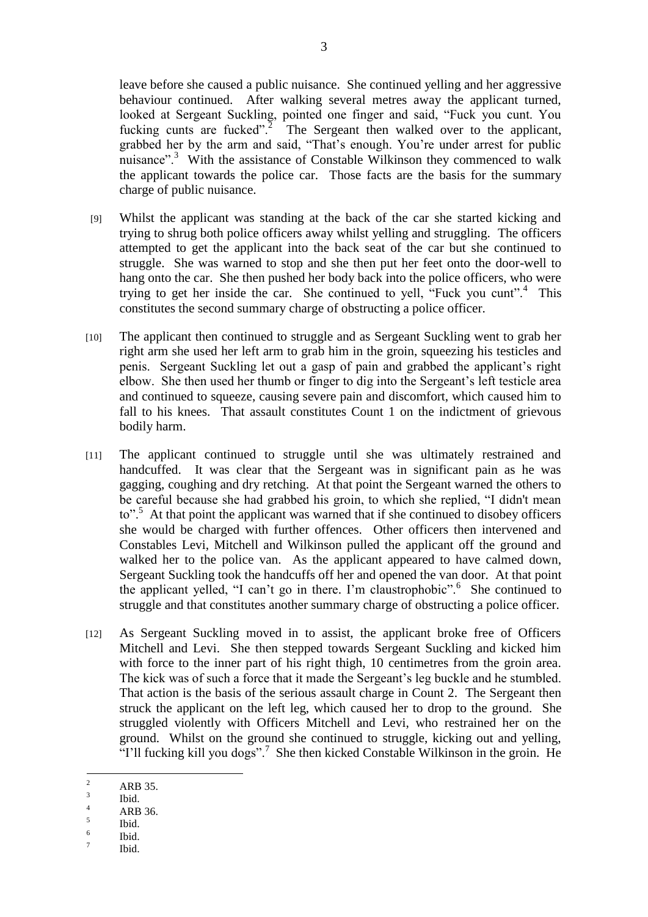leave before she caused a public nuisance. She continued yelling and her aggressive behaviour continued. After walking several metres away the applicant turned, looked at Sergeant Suckling, pointed one finger and said, "Fuck you cunt. You fucking cunts are fucked".[2] The Sergeant then walked over to the applicant, grabbed her by the arm and said, "That's enough. You're under arrest for public nuisance".[3] With the assistance of Constable Wilkinson they commenced to walk the applicant towards the police car. Those facts are the basis for the summary charge of public nuisance.

[9] Whilst the applicant was standing at the back of the car she started kicking and trying to shrug both police officers away whilst yelling and struggling. The officers attempted to get the applicant into the back seat of the car but she continued to struggle. She was warned to stop and she then put her feet onto the door-well to hang onto the car. She then pushed her body back into the police officers, who were trying to get her inside the car. She continued to yell, "Fuck you cunt".[4] This constitutes the second summary charge of obstructing a police officer.

[10] The applicant then continued to struggle and as Sergeant Suckling went to grab her right arm she used her left arm to grab him in the groin, squeezing his testicles and penis. Sergeant Suckling let out a gasp of pain and grabbed the applicant's right elbow. She then used her thumb or finger to dig into the Sergeant's left testicle area and continued to squeeze, causing severe pain and discomfort, which caused him to fall to his knees. That assault constitutes Count 1 on the indictment of grievous bodily harm.

[11] The applicant continued to struggle until she was ultimately restrained and handcuffed. It was clear that the Sergeant was in significant pain as he was gagging, coughing and dry retching. At that point the Sergeant warned the others to be careful because she had grabbed his groin, to which she replied, "I didn't mean to".[5] At that point the applicant was warned that if she continued to disobey officers she would be charged with further offences. Other officers then intervened and Constables Levi, Mitchell and Wilkinson pulled the applicant off the ground and walked her to the police van. As the applicant appeared to have calmed down, Sergeant Suckling took the handcuffs off her and opened the van door. At that point the applicant yelled, "I can't go in there. I'm claustrophobic".[6] She continued to struggle and that constitutes another summary charge of obstructing a police officer.

[12] As Sergeant Suckling moved in to assist, the applicant broke free of Officers Mitchell and Levi. She then stepped towards Sergeant Suckling and kicked him with force to the inner part of his right thigh, 10 centimetres from the groin area. The kick was of such a force that it made the Sergeant's leg buckle and he stumbled. That action is the basis of the serious assault charge in Count 2. The Sergeant then struck the applicant on the left leg, which caused her to drop to the ground. She struggled violently with Officers Mitchell and Levi, who restrained her on the ground. Whilst on the ground she continued to struggle, kicking out and yelling, "I'll fucking kill you dogs".[7] She then kicked Constable Wilkinson in the groin. He

---

[2] ARB 35.
[3] Ibid.
[4] ARB 36.
[5] Ibid.
[6] Ibid.
[7] Ibid.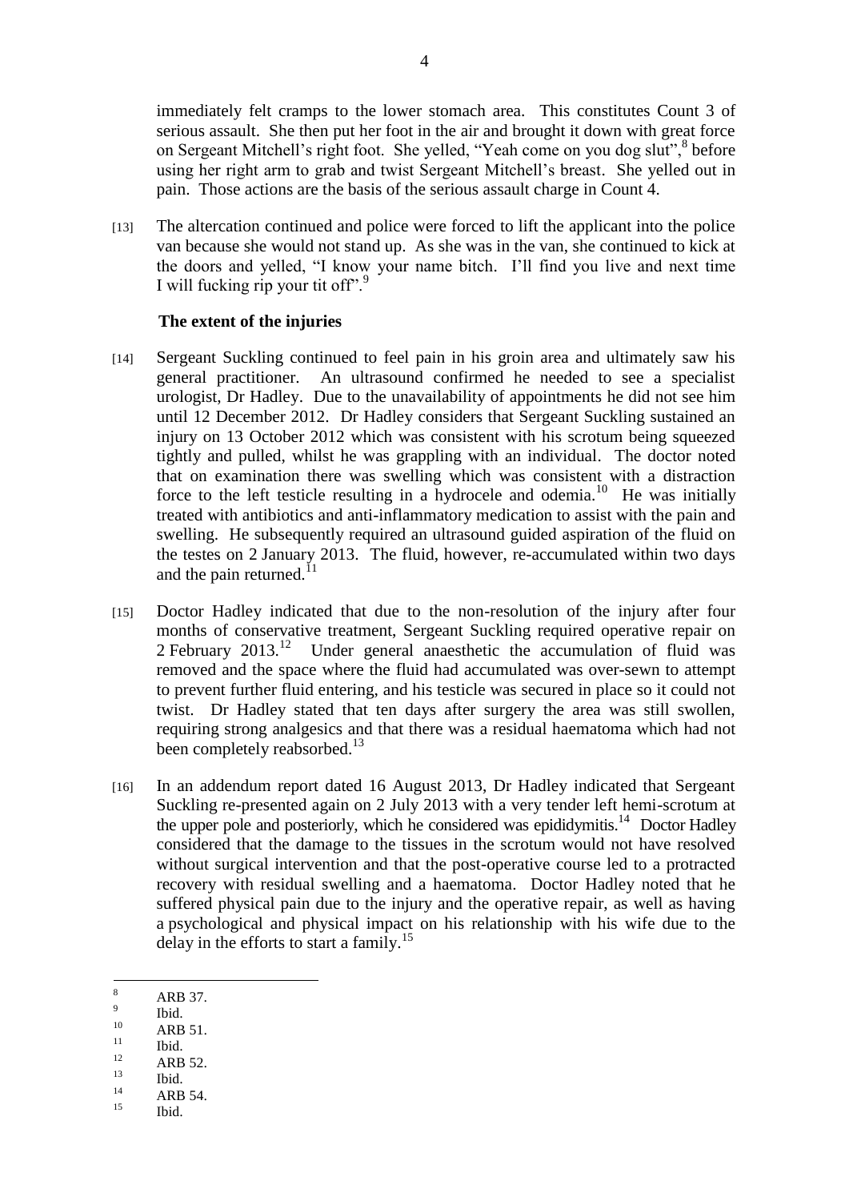immediately felt cramps to the lower stomach area. This constitutes Count 3 of serious assault. She then put her foot in the air and brought it down with great force on Sergeant Mitchell's right foot. She yelled, "Yeah come on you dog slut",[8] before using her right arm to grab and twist Sergeant Mitchell's breast. She yelled out in pain. Those actions are the basis of the serious assault charge in Count 4.

[13] The altercation continued and police were forced to lift the applicant into the police van because she would not stand up. As she was in the van, she continued to kick at the doors and yelled, "I know your name bitch. I'll find you live and next time I will fucking rip your tit off".[9]

### The extent of the injuries

[14] Sergeant Suckling continued to feel pain in his groin area and ultimately saw his general practitioner. An ultrasound confirmed he needed to see a specialist urologist, Dr Hadley. Due to the unavailability of appointments he did not see him until 12 December 2012. Dr Hadley considers that Sergeant Suckling sustained an injury on 13 October 2012 which was consistent with his scrotum being squeezed tightly and pulled, whilst he was grappling with an individual. The doctor noted that on examination there was swelling which was consistent with a distraction force to the left testicle resulting in a hydrocele and odemia.[10] He was initially treated with antibiotics and anti-inflammatory medication to assist with the pain and swelling. He subsequently required an ultrasound guided aspiration of the fluid on the testes on 2 January 2013. The fluid, however, re-accumulated within two days and the pain returned.[11]

[15] Doctor Hadley indicated that due to the non-resolution of the injury after four months of conservative treatment, Sergeant Suckling required operative repair on 2 February 2013.[12] Under general anaesthetic the accumulation of fluid was removed and the space where the fluid had accumulated was over-sewn to attempt to prevent further fluid entering, and his testicle was secured in place so it could not twist. Dr Hadley stated that ten days after surgery the area was still swollen, requiring strong analgesics and that there was a residual haematoma which had not been completely reabsorbed.[13]

[16] In an addendum report dated 16 August 2013, Dr Hadley indicated that Sergeant Suckling re-presented again on 2 July 2013 with a very tender left hemi-scrotum at the upper pole and posteriorly, which he considered was epididymitis.[14] Doctor Hadley considered that the damage to the tissues in the scrotum would not have resolved without surgical intervention and that the post-operative course led to a protracted recovery with residual swelling and a haematoma. Doctor Hadley noted that he suffered physical pain due to the injury and the operative repair, as well as having a psychological and physical impact on his relationship with his wife due to the delay in the efforts to start a family.[15]

---

[8] ARB 37.
[9] Ibid.
[10] ARB 51.
[11] Ibid.
[12] ARB 52.
[13] Ibid.
[14] ARB 54.
[15] Ibid.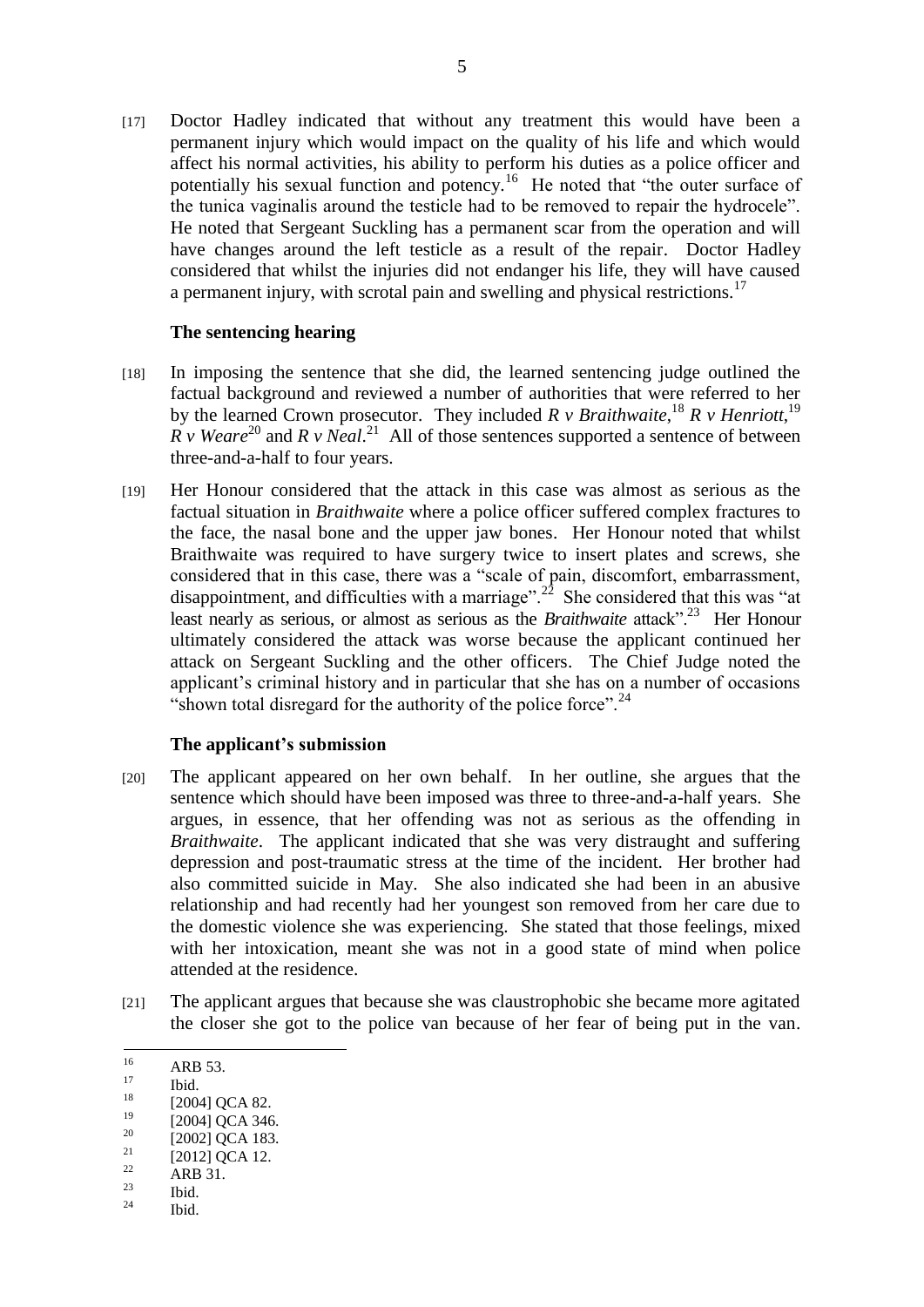[17] Doctor Hadley indicated that without any treatment this would have been a permanent injury which would impact on the quality of his life and which would affect his normal activities, his ability to perform his duties as a police officer and potentially his sexual function and potency.[16] He noted that "the outer surface of the tunica vaginalis around the testicle had to be removed to repair the hydrocele". He noted that Sergeant Suckling has a permanent scar from the operation and will have changes around the left testicle as a result of the repair. Doctor Hadley considered that whilst the injuries did not endanger his life, they will have caused a permanent injury, with scrotal pain and swelling and physical restrictions.[17]

**The sentencing hearing**

[18] In imposing the sentence that she did, the learned sentencing judge outlined the factual background and reviewed a number of authorities that were referred to her by the learned Crown prosecutor. They included *R v Braithwaite*,[18] *R v Henriott*,[19] *R v Weare*[20] and *R v Neal*.[21] All of those sentences supported a sentence of between three-and-a-half to four years.

[19] Her Honour considered that the attack in this case was almost as serious as the factual situation in *Braithwaite* where a police officer suffered complex fractures to the face, the nasal bone and the upper jaw bones. Her Honour noted that whilst Braithwaite was required to have surgery twice to insert plates and screws, she considered that in this case, there was a "scale of pain, discomfort, embarrassment, disappointment, and difficulties with a marriage".[22] She considered that this was "at least nearly as serious, or almost as serious as the *Braithwaite* attack".[23] Her Honour ultimately considered the attack was worse because the applicant continued her attack on Sergeant Suckling and the other officers. The Chief Judge noted the applicant's criminal history and in particular that she has on a number of occasions "shown total disregard for the authority of the police force".[24]

**The applicant's submission**

[20] The applicant appeared on her own behalf. In her outline, she argues that the sentence which should have been imposed was three to three-and-a-half years. She argues, in essence, that her offending was not as serious as the offending in *Braithwaite*. The applicant indicated that she was very distraught and suffering depression and post-traumatic stress at the time of the incident. Her brother had also committed suicide in May. She also indicated she had been in an abusive relationship and had recently had her youngest son removed from her care due to the domestic violence she was experiencing. She stated that those feelings, mixed with her intoxication, meant she was not in a good state of mind when police attended at the residence.

[21] The applicant argues that because she was claustrophobic she became more agitated the closer she got to the police van because of her fear of being put in the van.

---

[16] ARB 53.

[17] Ibid.

[18] [2004] QCA 82.

[19] [2004] QCA 346.

[20] [2002] QCA 183.

[21] [2012] QCA 12.

[22] ARB 31.

[23] Ibid.

[24] Ibid.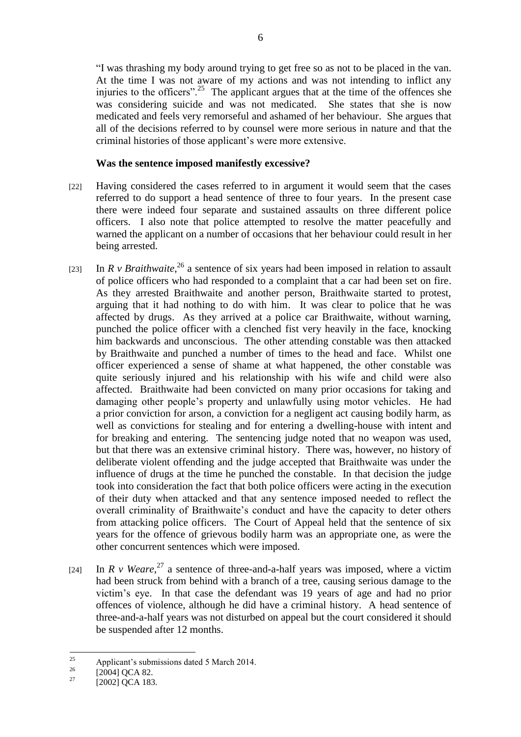"I was thrashing my body around trying to get free so as not to be placed in the van. At the time I was not aware of my actions and was not intending to inflict any injuries to the officers".[25] The applicant argues that at the time of the offences she was considering suicide and was not medicated. She states that she is now medicated and feels very remorseful and ashamed of her behaviour. She argues that all of the decisions referred to by counsel were more serious in nature and that the criminal histories of those applicant's were more extensive.

**Was the sentence imposed manifestly excessive?**

[22] Having considered the cases referred to in argument it would seem that the cases referred to do support a head sentence of three to four years. In the present case there were indeed four separate and sustained assaults on three different police officers. I also note that police attempted to resolve the matter peacefully and warned the applicant on a number of occasions that her behaviour could result in her being arrested.

[23] In *R v Braithwaite*,[26] a sentence of six years had been imposed in relation to assault of police officers who had responded to a complaint that a car had been set on fire. As they arrested Braithwaite and another person, Braithwaite started to protest, arguing that it had nothing to do with him. It was clear to police that he was affected by drugs. As they arrived at a police car Braithwaite, without warning, punched the police officer with a clenched fist very heavily in the face, knocking him backwards and unconscious. The other attending constable was then attacked by Braithwaite and punched a number of times to the head and face. Whilst one officer experienced a sense of shame at what happened, the other constable was quite seriously injured and his relationship with his wife and child were also affected. Braithwaite had been convicted on many prior occasions for taking and damaging other people's property and unlawfully using motor vehicles. He had a prior conviction for arson, a conviction for a negligent act causing bodily harm, as well as convictions for stealing and for entering a dwelling-house with intent and for breaking and entering. The sentencing judge noted that no weapon was used, but that there was an extensive criminal history. There was, however, no history of deliberate violent offending and the judge accepted that Braithwaite was under the influence of drugs at the time he punched the constable. In that decision the judge took into consideration the fact that both police officers were acting in the execution of their duty when attacked and that any sentence imposed needed to reflect the overall criminality of Braithwaite's conduct and have the capacity to deter others from attacking police officers. The Court of Appeal held that the sentence of six years for the offence of grievous bodily harm was an appropriate one, as were the other concurrent sentences which were imposed.

[24] In *R v Weare*,[27] a sentence of three-and-a-half years was imposed, where a victim had been struck from behind with a branch of a tree, causing serious damage to the victim's eye. In that case the defendant was 19 years of age and had no prior offences of violence, although he did have a criminal history. A head sentence of three-and-a-half years was not disturbed on appeal but the court considered it should be suspended after 12 months.

---

[25] Applicant's submissions dated 5 March 2014.

[26] [2004] QCA 82.

[27] [2002] QCA 183.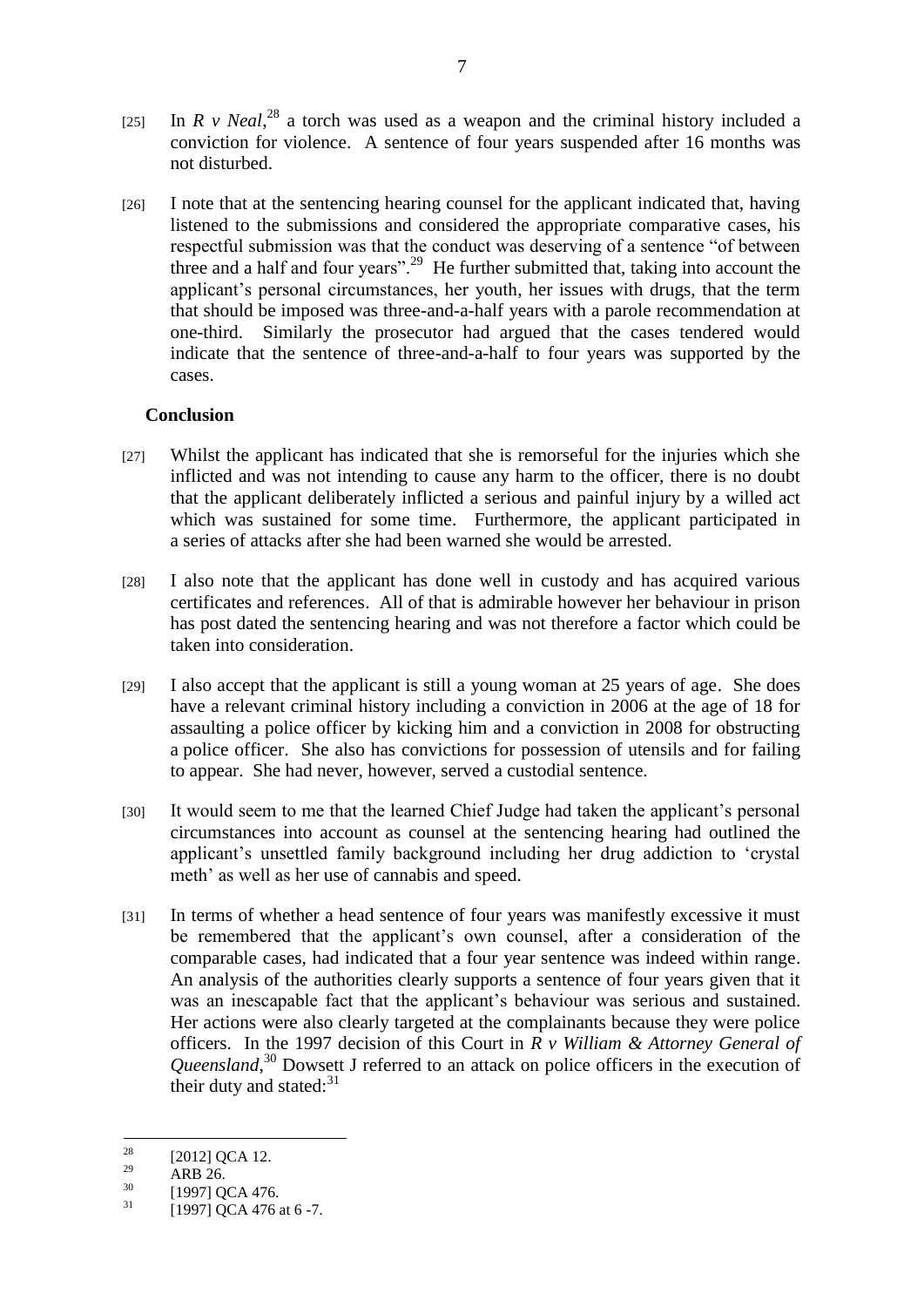[25] In *R v Neal*,[28] a torch was used as a weapon and the criminal history included a conviction for violence. A sentence of four years suspended after 16 months was not disturbed.

[26] I note that at the sentencing hearing counsel for the applicant indicated that, having listened to the submissions and considered the appropriate comparative cases, his respectful submission was that the conduct was deserving of a sentence "of between three and a half and four years".[29] He further submitted that, taking into account the applicant's personal circumstances, her youth, her issues with drugs, that the term that should be imposed was three-and-a-half years with a parole recommendation at one-third. Similarly the prosecutor had argued that the cases tendered would indicate that the sentence of three-and-a-half to four years was supported by the cases.

## Conclusion

[27] Whilst the applicant has indicated that she is remorseful for the injuries which she inflicted and was not intending to cause any harm to the officer, there is no doubt that the applicant deliberately inflicted a serious and painful injury by a willed act which was sustained for some time. Furthermore, the applicant participated in a series of attacks after she had been warned she would be arrested.

[28] I also note that the applicant has done well in custody and has acquired various certificates and references. All of that is admirable however her behaviour in prison has post dated the sentencing hearing and was not therefore a factor which could be taken into consideration.

[29] I also accept that the applicant is still a young woman at 25 years of age. She does have a relevant criminal history including a conviction in 2006 at the age of 18 for assaulting a police officer by kicking him and a conviction in 2008 for obstructing a police officer. She also has convictions for possession of utensils and for failing to appear. She had never, however, served a custodial sentence.

[30] It would seem to me that the learned Chief Judge had taken the applicant's personal circumstances into account as counsel at the sentencing hearing had outlined the applicant's unsettled family background including her drug addiction to 'crystal meth' as well as her use of cannabis and speed.

[31] In terms of whether a head sentence of four years was manifestly excessive it must be remembered that the applicant's own counsel, after a consideration of the comparable cases, had indicated that a four year sentence was indeed within range. An analysis of the authorities clearly supports a sentence of four years given that it was an inescapable fact that the applicant's behaviour was serious and sustained. Her actions were also clearly targeted at the complainants because they were police officers. In the 1997 decision of this Court in *R v William & Attorney General of Queensland*,[30] Dowsett J referred to an attack on police officers in the execution of their duty and stated:[31]

---

[28] [2012] QCA 12.

[29] ARB 26.

[30] [1997] QCA 476.

[31] [1997] QCA 476 at 6 -7.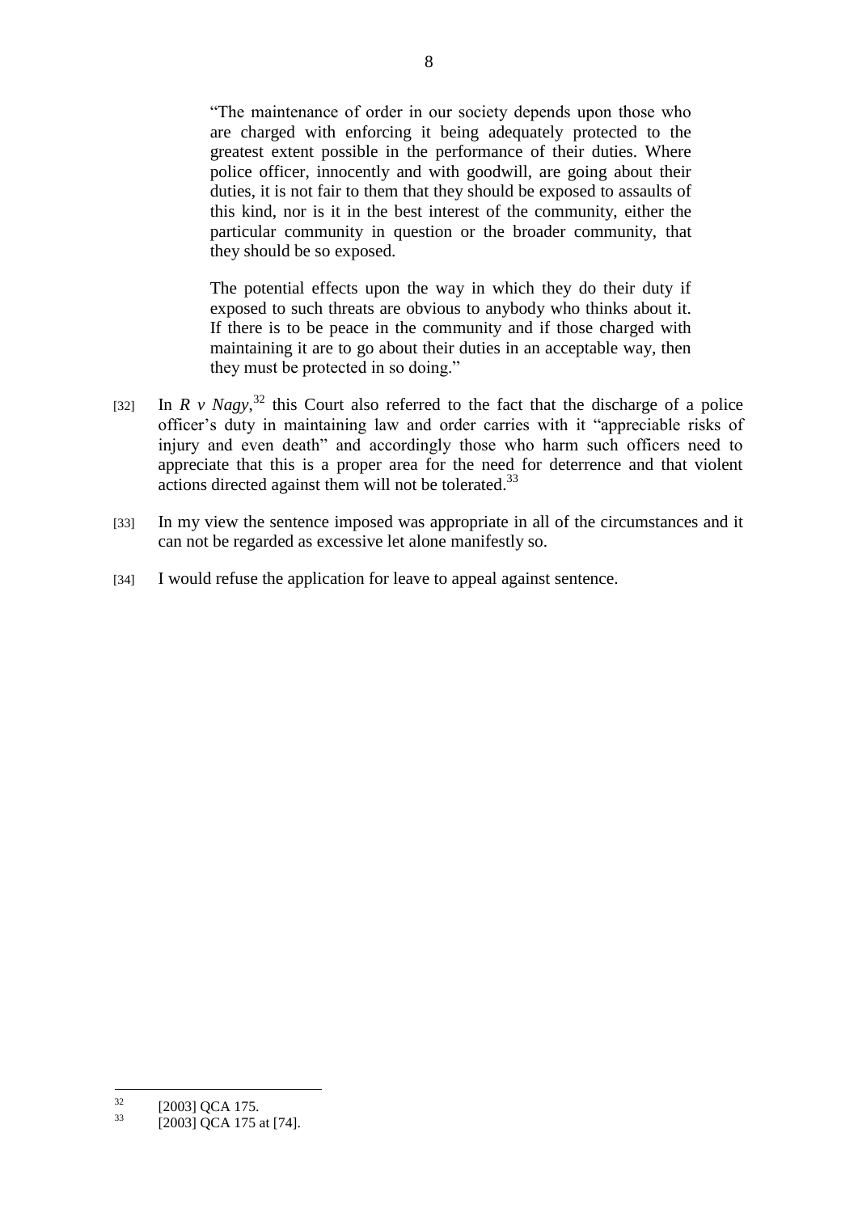> "The maintenance of order in our society depends upon those who are charged with enforcing it being adequately protected to the greatest extent possible in the performance of their duties. Where police officer, innocently and with goodwill, are going about their duties, it is not fair to them that they should be exposed to assaults of this kind, nor is it in the best interest of the community, either the particular community in question or the broader community, that they should be so exposed.
>
> The potential effects upon the way in which they do their duty if exposed to such threats are obvious to anybody who thinks about it. If there is to be peace in the community and if those charged with maintaining it are to go about their duties in an acceptable way, then they must be protected in so doing."

[32] In *R v Nagy*,[32] this Court also referred to the fact that the discharge of a police officer's duty in maintaining law and order carries with it "appreciable risks of injury and even death" and accordingly those who harm such officers need to appreciate that this is a proper area for the need for deterrence and that violent actions directed against them will not be tolerated.[33]

[33] In my view the sentence imposed was appropriate in all of the circumstances and it can not be regarded as excessive let alone manifestly so.

[34] I would refuse the application for leave to appeal against sentence.

---

[32] [2003] QCA 175.

[33] [2003] QCA 175 at [74].